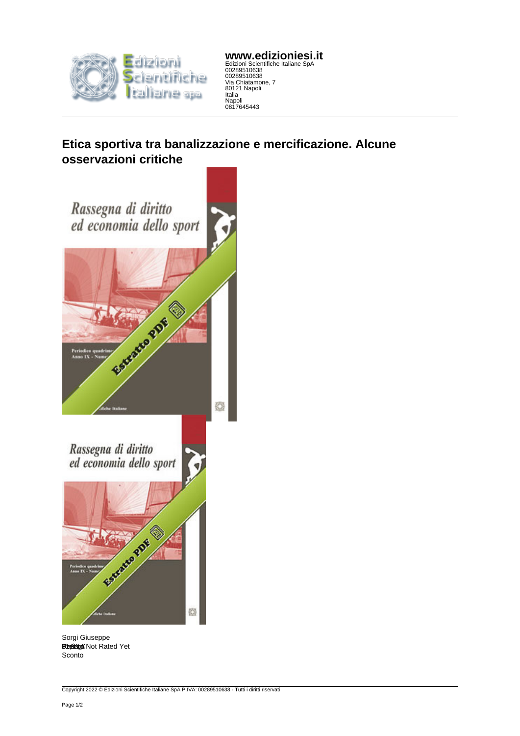**www.edizioniesi.it**
Edizioni Scientifiche Italiane SpA
00289510638
00289510638
Via Chiatamone, 7
80121 Napoli
Italia
Napoli
0817645443

# Etica sportiva tra banalizzazione e mercificazione. Alcune osservazioni critiche

Sorgi Giuseppe
Rating: Not Rated Yet
Prezzo
Sconto

Copyright 2022 © Edizioni Scientifiche Italiane SpA P.IVA: 00289510638 - Tutti i diritti riservati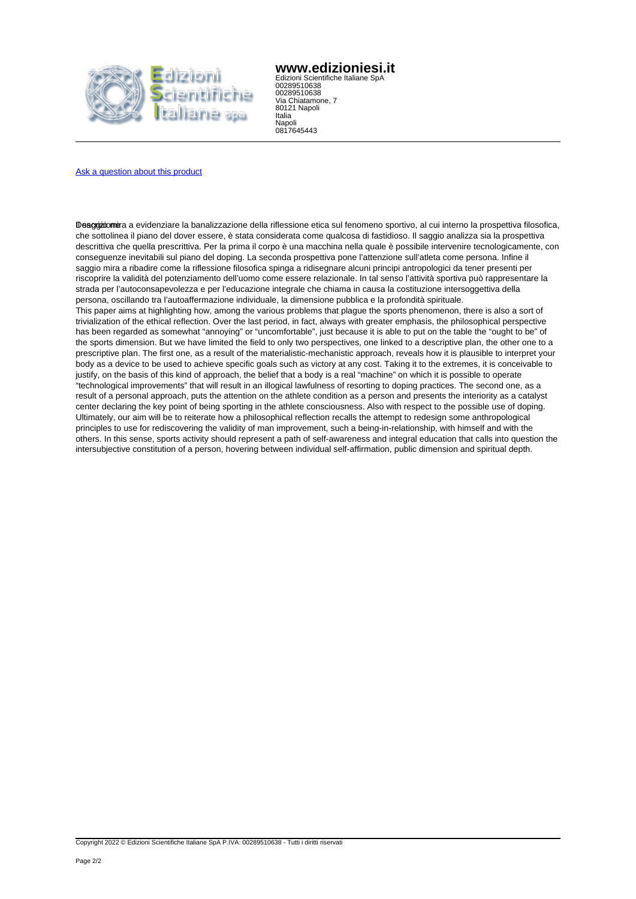**www.edizioniesi.it**
Edizioni Scientifiche Italiane SpA
00289510638
00289510638
Via Chiatamone, 7
80121 Napoli
Italia
Napoli
0817645443

---

[Ask a question about this product]

Descrizione

Il saggio mira a evidenziare la banalizzazione della riflessione etica sul fenomeno sportivo, al cui interno la prospettiva filosofica, che sottolinea il piano del dover essere, è stata considerata come qualcosa di fastidioso. Il saggio analizza sia la prospettiva descrittiva che quella prescrittiva. Per la prima il corpo è una macchina nella quale è possibile intervenire tecnologicamente, con conseguenze inevitabili sul piano del doping. La seconda prospettiva pone l'attenzione sull'atleta come persona. Infine il saggio mira a ribadire come la riflessione filosofica spinga a ridisegnare alcuni principi antropologici da tener presenti per riscoprire la validità del potenziamento dell'uomo come essere relazionale. In tal senso l'attività sportiva può rappresentare la strada per l'autoconsapevolezza e per l'educazione integrale che chiama in causa la costituzione intersoggettiva della persona, oscillando tra l'autoaffermazione individuale, la dimensione pubblica e la profondità spirituale.
This paper aims at highlighting how, among the various problems that plague the sports phenomenon, there is also a sort of trivialization of the ethical reflection. Over the last period, in fact, always with greater emphasis, the philosophical perspective has been regarded as somewhat "annoying" or "uncomfortable", just because it is able to put on the table the "ought to be" of the sports dimension. But we have limited the field to only two perspectives, one linked to a descriptive plan, the other one to a prescriptive plan. The first one, as a result of the materialistic-mechanistic approach, reveals how it is plausible to interpret your body as a device to be used to achieve specific goals such as victory at any cost. Taking it to the extremes, it is conceivable to justify, on the basis of this kind of approach, the belief that a body is a real "machine" on which it is possible to operate "technological improvements" that will result in an illogical lawfulness of resorting to doping practices. The second one, as a result of a personal approach, puts the attention on the athlete condition as a person and presents the interiority as a catalyst center declaring the key point of being sporting in the athlete consciousness. Also with respect to the possible use of doping. Ultimately, our aim will be to reiterate how a philosophical reflection recalls the attempt to redesign some anthropological principles to use for rediscovering the validity of man improvement, such a being-in-relationship, with himself and with the others. In this sense, sports activity should represent a path of self-awareness and integral education that calls into question the intersubjective constitution of a person, hovering between individual self-affirmation, public dimension and spiritual depth.

---

Copyright 2022 © Edizioni Scientifiche Italiane SpA P.IVA: 00289510638 - Tutti i diritti riservati